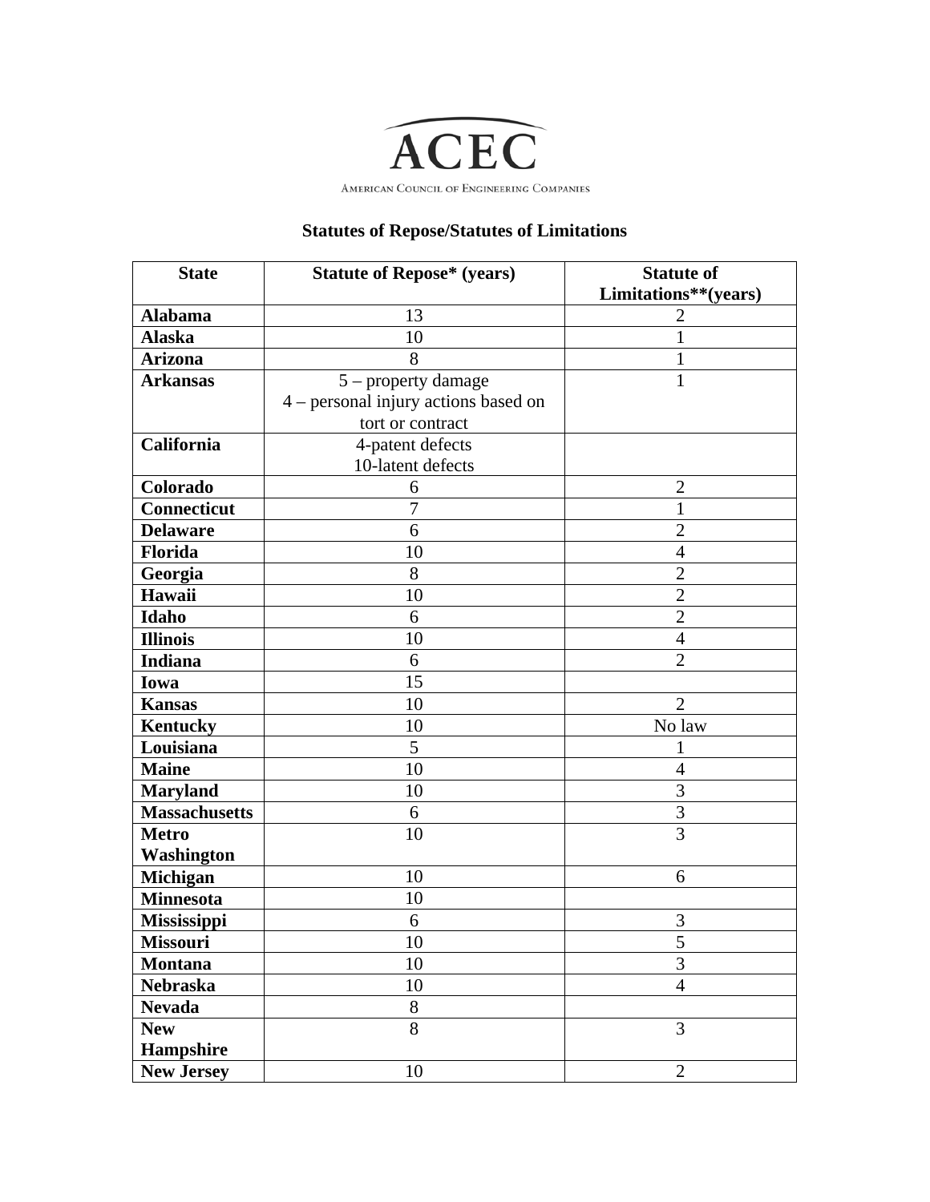ACEC

American Council of Engineering Companies

## Statutes of Repose/Statutes of Limitations

| State | Statute of Repose* (years) | Statute of Limitations**(years) |
|---|---|---|
| **Alabama** | 13 | 2 |
| **Alaska** | 10 | 1 |
| **Arizona** | 8 | 1 |
| **Arkansas** | 5 – property damage<br>4 – personal injury actions based on tort or contract | 1 |
| **California** | 4-patent defects<br>10-latent defects | |
| **Colorado** | 6 | 2 |
| **Connecticut** | 7 | 1 |
| **Delaware** | 6 | 2 |
| **Florida** | 10 | 4 |
| **Georgia** | 8 | 2 |
| **Hawaii** | 10 | 2 |
| **Idaho** | 6 | 2 |
| **Illinois** | 10 | 4 |
| **Indiana** | 6 | 2 |
| **Iowa** | 15 | |
| **Kansas** | 10 | 2 |
| **Kentucky** | 10 | No law |
| **Louisiana** | 5 | 1 |
| **Maine** | 10 | 4 |
| **Maryland** | 10 | 3 |
| **Massachusetts** | 6 | 3 |
| **Metro Washington** | 10 | 3 |
| **Michigan** | 10 | 6 |
| **Minnesota** | 10 | |
| **Mississippi** | 6 | 3 |
| **Missouri** | 10 | 5 |
| **Montana** | 10 | 3 |
| **Nebraska** | 10 | 4 |
| **Nevada** | 8 | |
| **New Hampshire** | 8 | 3 |
| **New Jersey** | 10 | 2 |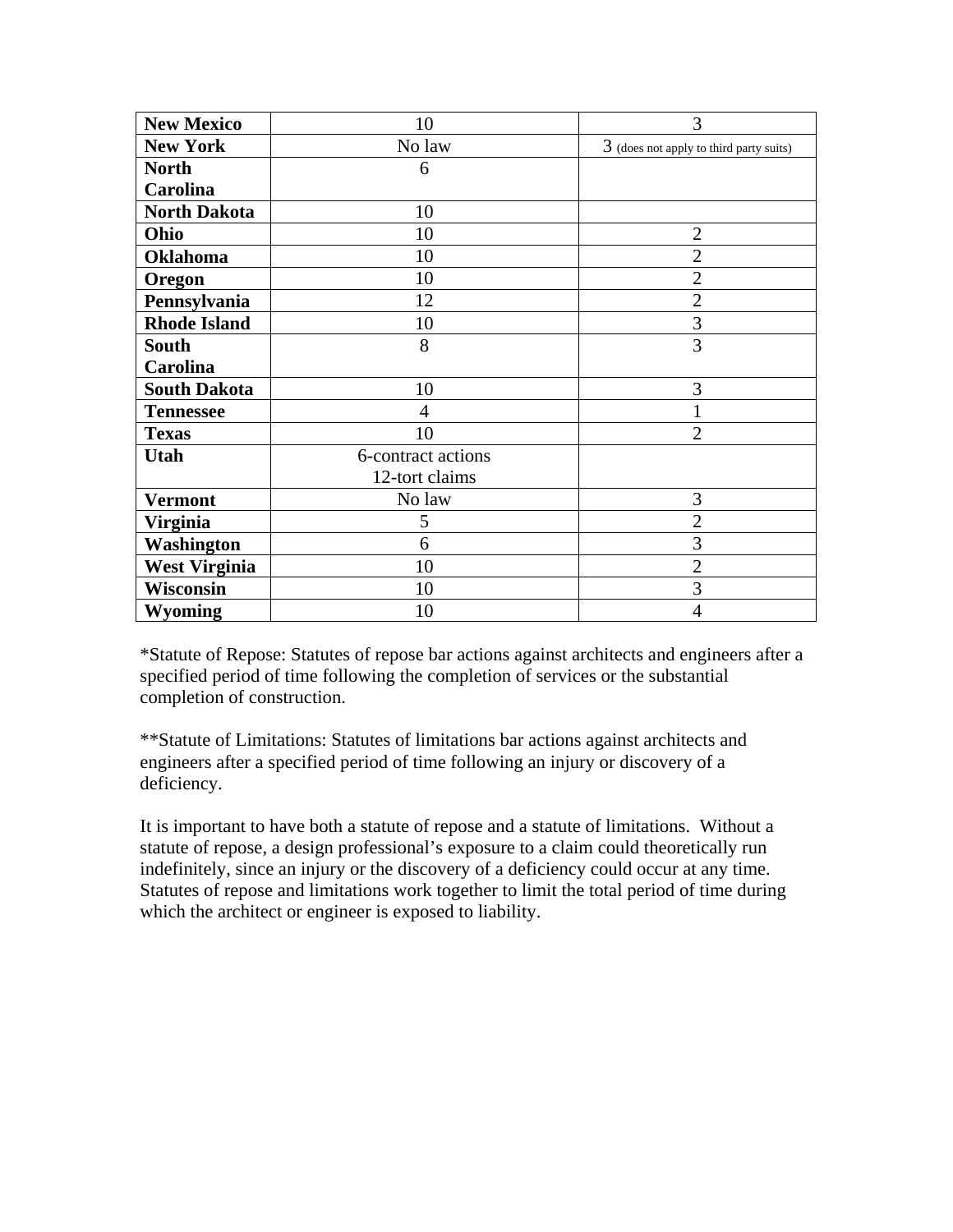| | | |
|---|---|---|
| **New Mexico** | 10 | 3 |
| **New York** | No law | 3 (does not apply to third party suits) |
| **North Carolina** | 6 | |
| **North Dakota** | 10 | |
| **Ohio** | 10 | 2 |
| **Oklahoma** | 10 | 2 |
| **Oregon** | 10 | 2 |
| **Pennsylvania** | 12 | 2 |
| **Rhode Island** | 10 | 3 |
| **South Carolina** | 8 | 3 |
| **South Dakota** | 10 | 3 |
| **Tennessee** | 4 | 1 |
| **Texas** | 10 | 2 |
| **Utah** | 6-contract actions<br>12-tort claims | |
| **Vermont** | No law | 3 |
| **Virginia** | 5 | 2 |
| **Washington** | 6 | 3 |
| **West Virginia** | 10 | 2 |
| **Wisconsin** | 10 | 3 |
| **Wyoming** | 10 | 4 |

*Statute of Repose: Statutes of repose bar actions against architects and engineers after a specified period of time following the completion of services or the substantial completion of construction.

**Statute of Limitations: Statutes of limitations bar actions against architects and engineers after a specified period of time following an injury or discovery of a deficiency.

It is important to have both a statute of repose and a statute of limitations. Without a statute of repose, a design professional's exposure to a claim could theoretically run indefinitely, since an injury or the discovery of a deficiency could occur at any time. Statutes of repose and limitations work together to limit the total period of time during which the architect or engineer is exposed to liability.